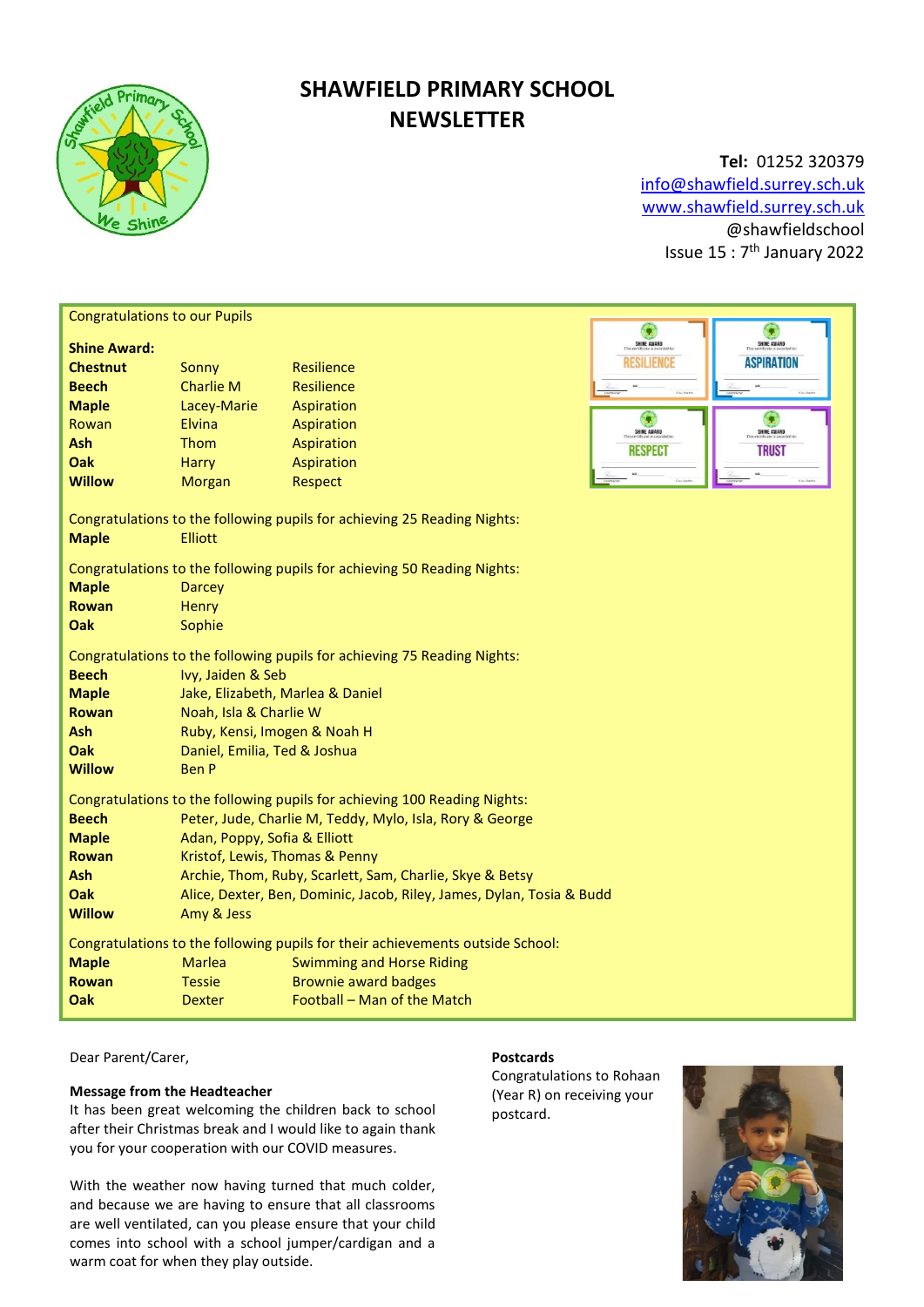# SHAWFIELD PRIMARY SCHOOL NEWSLETTER

**Tel:** 01252 320379
info@shawfield.surrey.sch.uk
www.shawfield.surrey.sch.uk
@shawfieldschool
Issue 15 : 7th January 2022

Congratulations to our Pupils

**Shine Award:**

| | | |
|---|---|---|
| **Chestnut** | Sonny | Resilience |
| **Beech** | Charlie M | Resilience |
| **Maple** | Lacey-Marie | Aspiration |
| Rowan | Elvina | Aspiration |
| **Ash** | Thom | Aspiration |
| **Oak** | Harry | Aspiration |
| **Willow** | Morgan | Respect |

Congratulations to the following pupils for achieving 25 Reading Nights:

| | |
|---|---|
| **Maple** | Elliott |

Congratulations to the following pupils for achieving 50 Reading Nights:

| | |
|---|---|
| **Maple** | Darcey |
| **Rowan** | Henry |
| **Oak** | Sophie |

Congratulations to the following pupils for achieving 75 Reading Nights:

| | |
|---|---|
| **Beech** | Ivy, Jaiden & Seb |
| **Maple** | Jake, Elizabeth, Marlea & Daniel |
| **Rowan** | Noah, Isla & Charlie W |
| **Ash** | Ruby, Kensi, Imogen & Noah H |
| **Oak** | Daniel, Emilia, Ted & Joshua |
| **Willow** | Ben P |

Congratulations to the following pupils for achieving 100 Reading Nights:

| | |
|---|---|
| **Beech** | Peter, Jude, Charlie M, Teddy, Mylo, Isla, Rory & George |
| **Maple** | Adan, Poppy, Sofia & Elliott |
| **Rowan** | Kristof, Lewis, Thomas & Penny |
| **Ash** | Archie, Thom, Ruby, Scarlett, Sam, Charlie, Skye & Betsy |
| **Oak** | Alice, Dexter, Ben, Dominic, Jacob, Riley, James, Dylan, Tosia & Budd |
| **Willow** | Amy & Jess |

Congratulations to the following pupils for their achievements outside School:

| | | |
|---|---|---|
| **Maple** | Marlea | Swimming and Horse Riding |
| **Rowan** | Tessie | Brownie award badges |
| **Oak** | Dexter | Football – Man of the Match |

Dear Parent/Carer,

**Message from the Headteacher**

It has been great welcoming the children back to school after their Christmas break and I would like to again thank you for your cooperation with our COVID measures.

With the weather now having turned that much colder, and because we are having to ensure that all classrooms are well ventilated, can you please ensure that your child comes into school with a school jumper/cardigan and a warm coat for when they play outside.

**Postcards**

Congratulations to Rohaan (Year R) on receiving your postcard.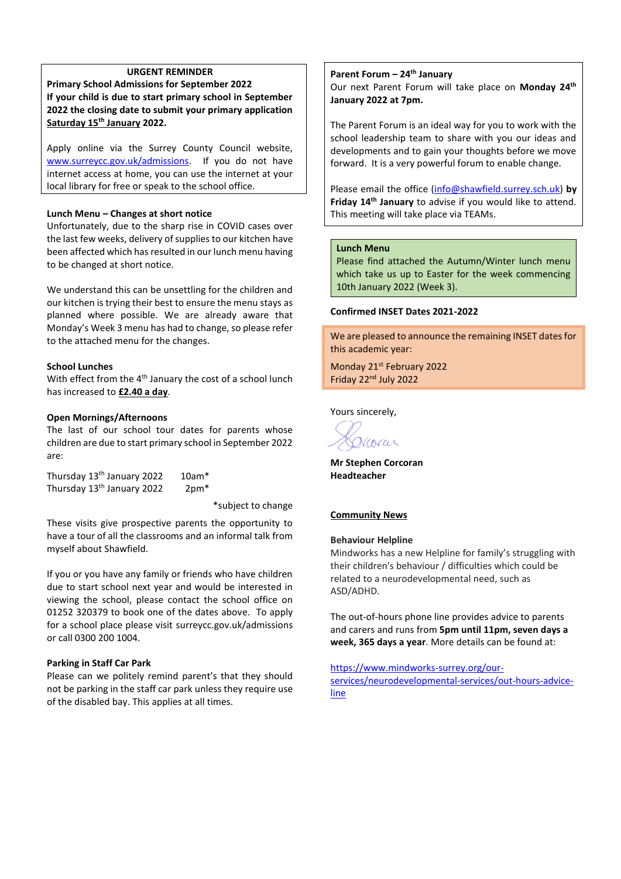**URGENT REMINDER**

**Primary School Admissions for September 2022**

**If your child is due to start primary school in September 2022 the closing date to submit your primary application <u>Saturday 15th January</u> 2022.**

Apply online via the Surrey County Council website, www.surreycc.gov.uk/admissions. If you do not have internet access at home, you can use the internet at your local library for free or speak to the school office.

**Lunch Menu – Changes at short notice**

Unfortunately, due to the sharp rise in COVID cases over the last few weeks, delivery of supplies to our kitchen have been affected which has resulted in our lunch menu having to be changed at short notice.

We understand this can be unsettling for the children and our kitchen is trying their best to ensure the menu stays as planned where possible. We are already aware that Monday's Week 3 menu has had to change, so please refer to the attached menu for the changes.

**School Lunches**

With effect from the 4th January the cost of a school lunch has increased to **<u>£2.40 a day</u>**.

**Open Mornings/Afternoons**

The last of our school tour dates for parents whose children are due to start primary school in September 2022 are:

Thursday 13th January 2022 10am*
Thursday 13th January 2022 2pm*

*subject to change

These visits give prospective parents the opportunity to have a tour of all the classrooms and an informal talk from myself about Shawfield.

If you or you have any family or friends who have children due to start school next year and would be interested in viewing the school, please contact the school office on 01252 320379 to book one of the dates above. To apply for a school place please visit surreycc.gov.uk/admissions or call 0300 200 1004.

**Parking in Staff Car Park**

Please can we politely remind parent's that they should not be parking in the staff car park unless they require use of the disabled bay. This applies at all times.

**Parent Forum – 24th January**

Our next Parent Forum will take place on **Monday 24th January 2022 at 7pm.**

The Parent Forum is an ideal way for you to work with the school leadership team to share with you our ideas and developments and to gain your thoughts before we move forward. It is a very powerful forum to enable change.

Please email the office (info@shawfield.surrey.sch.uk) **by Friday 14th January** to advise if you would like to attend. This meeting will take place via TEAMs.

**Lunch Menu**

Please find attached the Autumn/Winter lunch menu which take us up to Easter for the week commencing 10th January 2022 (Week 3).

**Confirmed INSET Dates 2021-2022**

We are pleased to announce the remaining INSET dates for this academic year:

Monday 21st February 2022
Friday 22nd July 2022

Yours sincerely,

**Mr Stephen Corcoran**
**Headteacher**

**<u>Community News</u>**

**Behaviour Helpline**

Mindworks has a new Helpline for family's struggling with their children's behaviour / difficulties which could be related to a neurodevelopmental need, such as ASD/ADHD.

The out-of-hours phone line provides advice to parents and carers and runs from **5pm until 11pm, seven days a week, 365 days a year**. More details can be found at:

https://www.mindworks-surrey.org/our-services/neurodevelopmental-services/out-hours-advice-line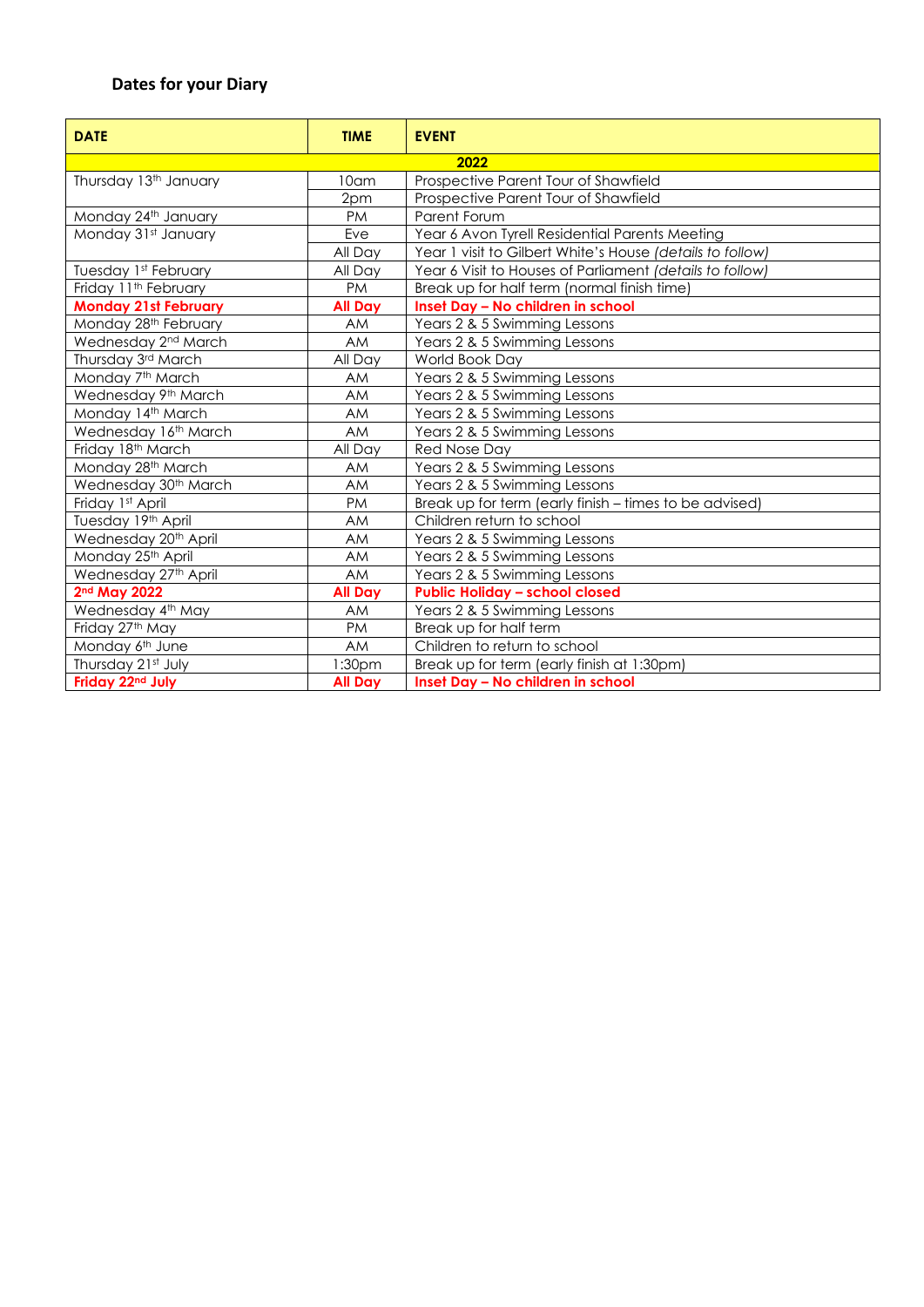## Dates for your Diary

| DATE | TIME | EVENT |
|---|---|---|
| **2022** | | |
| Thursday 13th January | 10am | Prospective Parent Tour of Shawfield |
| | 2pm | Prospective Parent Tour of Shawfield |
| Monday 24th January | PM | Parent Forum |
| Monday 31st January | Eve | Year 6 Avon Tyrell Residential Parents Meeting |
| | All Day | Year 1 visit to Gilbert White's House *(details to follow)* |
| Tuesday 1st February | All Day | Year 6 Visit to Houses of Parliament *(details to follow)* |
| Friday 11th February | PM | Break up for half term (normal finish time) |
| **Monday 21st February** | **All Day** | **Inset Day – No children in school** |
| Monday 28th February | AM | Years 2 & 5 Swimming Lessons |
| Wednesday 2nd March | AM | Years 2 & 5 Swimming Lessons |
| Thursday 3rd March | All Day | World Book Day |
| Monday 7th March | AM | Years 2 & 5 Swimming Lessons |
| Wednesday 9th March | AM | Years 2 & 5 Swimming Lessons |
| Monday 14th March | AM | Years 2 & 5 Swimming Lessons |
| Wednesday 16th March | AM | Years 2 & 5 Swimming Lessons |
| Friday 18th March | All Day | Red Nose Day |
| Monday 28th March | AM | Years 2 & 5 Swimming Lessons |
| Wednesday 30th March | AM | Years 2 & 5 Swimming Lessons |
| Friday 1st April | PM | Break up for term (early finish – times to be advised) |
| Tuesday 19th April | AM | Children return to school |
| Wednesday 20th April | AM | Years 2 & 5 Swimming Lessons |
| Monday 25th April | AM | Years 2 & 5 Swimming Lessons |
| Wednesday 27th April | AM | Years 2 & 5 Swimming Lessons |
| **2nd May 2022** | **All Day** | **Public Holiday – school closed** |
| Wednesday 4th May | AM | Years 2 & 5 Swimming Lessons |
| Friday 27th May | PM | Break up for half term |
| Monday 6th June | AM | Children to return to school |
| Thursday 21st July | 1:30pm | Break up for term (early finish at 1:30pm) |
| **Friday 22nd July** | **All Day** | **Inset Day – No children in school** |